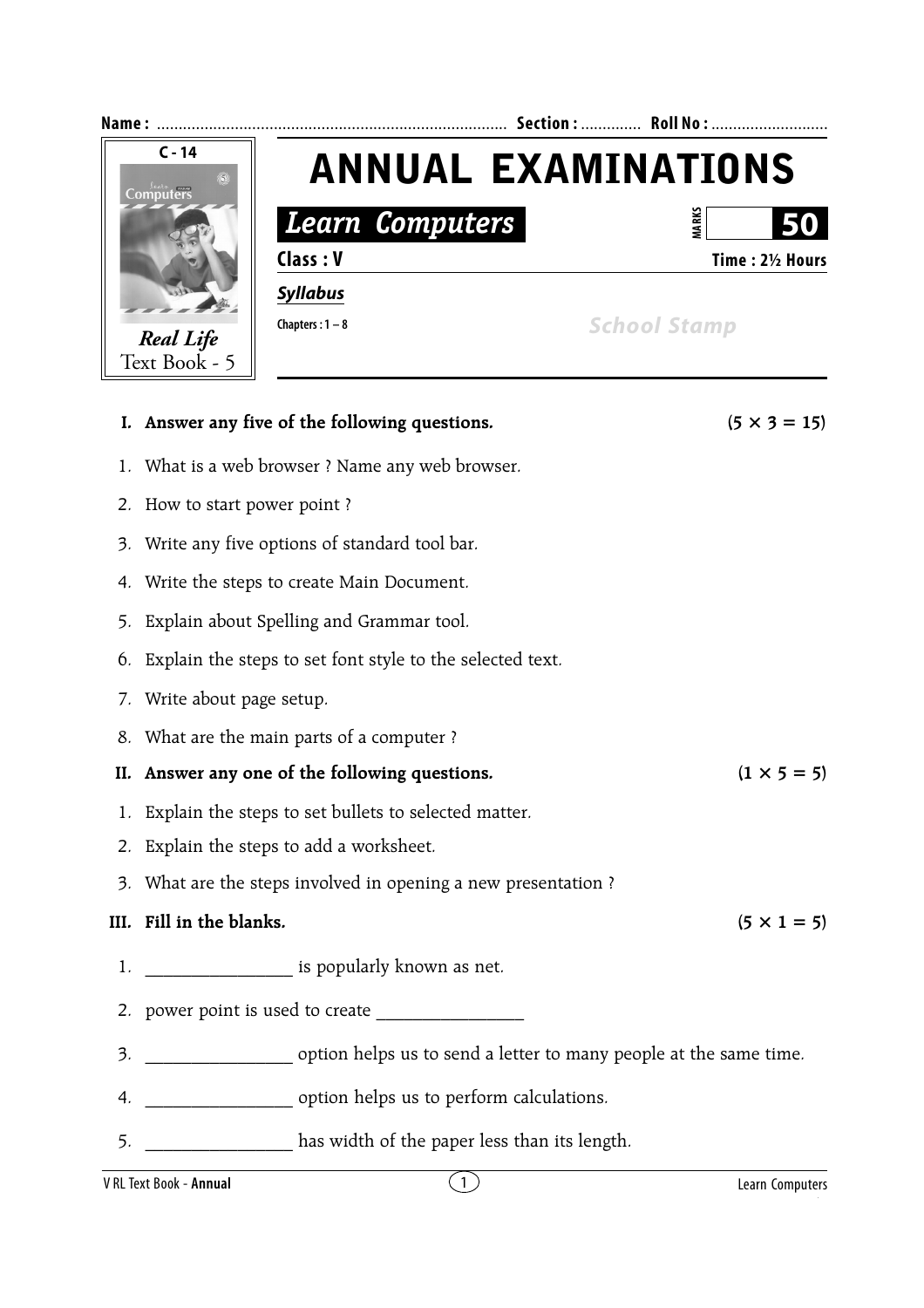Name : ................................................................................ Section : ............. Roll No : ...........................

C - 14

*Real Life*
Text Book - 5

# ANNUAL EXAMINATIONS

## *Learn Computers*

MARKS **50**

**Class : V** **Time : 2½ Hours**

***Syllabus***

**Chapters : 1 – 8**

*School Stamp*

**I. Answer any five of the following questions.** **(5 × 3 = 15)**

1. What is a web browser ? Name any web browser.
2. How to start power point ?
3. Write any five options of standard tool bar.
4. Write the steps to create Main Document.
5. Explain about Spelling and Grammar tool.
6. Explain the steps to set font style to the selected text.
7. Write about page setup.
8. What are the main parts of a computer ?

**II. Answer any one of the following questions.** **(1 × 5 = 5)**

1. Explain the steps to set bullets to selected matter.
2. Explain the steps to add a worksheet.
3. What are the steps involved in opening a new presentation ?

**III. Fill in the blanks.** **(5 × 1 = 5)**

1. ________________ is popularly known as net.
2. power point is used to create ________________
3. ________________ option helps us to send a letter to many people at the same time.
4. ________________ option helps us to perform calculations.
5. ________________ has width of the paper less than its length.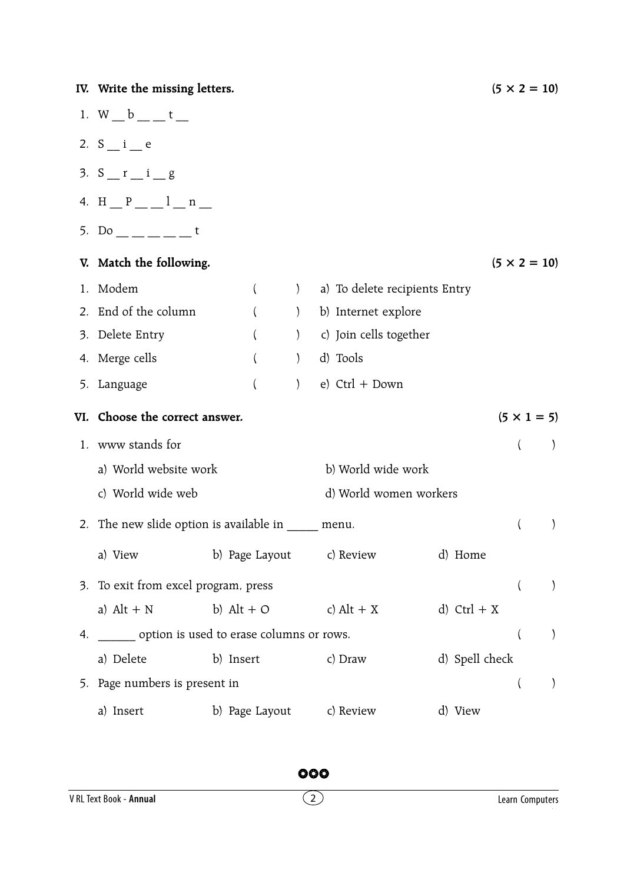## IV. Write the missing letters. (5 × 2 = 10)

1. W __ b __ __ t __
2. S __ i __ e
3. S __ r __ i __ g
4. H __ P __ __ l __ n __
5. Do __ __ __ __ __ t

## V. Match the following. (5 × 2 = 10)

| | | | |
|---|---|---|---|
| 1. Modem | ( ) | a) To delete recipients Entry |
| 2. End of the column | ( ) | b) Internet explore |
| 3. Delete Entry | ( ) | c) Join cells together |
| 4. Merge cells | ( ) | d) Tools |
| 5. Language | ( ) | e) Ctrl + Down |

## VI. Choose the correct answer. (5 × 1 = 5)

1. www stands for ( )
   a) World website work  b) World wide work
   c) World wide web  d) World women workers

2. The new slide option is available in _____ menu. ( )
   a) View  b) Page Layout  c) Review  d) Home

3. To exit from excel program, press ( )
   a) Alt + N  b) Alt + O  c) Alt + X  d) Ctrl + X

4. ______ option is used to erase columns or rows. ( )
   a) Delete  b) Insert  c) Draw  d) Spell check

5. Page numbers is present in ( )
   a) Insert  b) Page Layout  c) Review  d) View